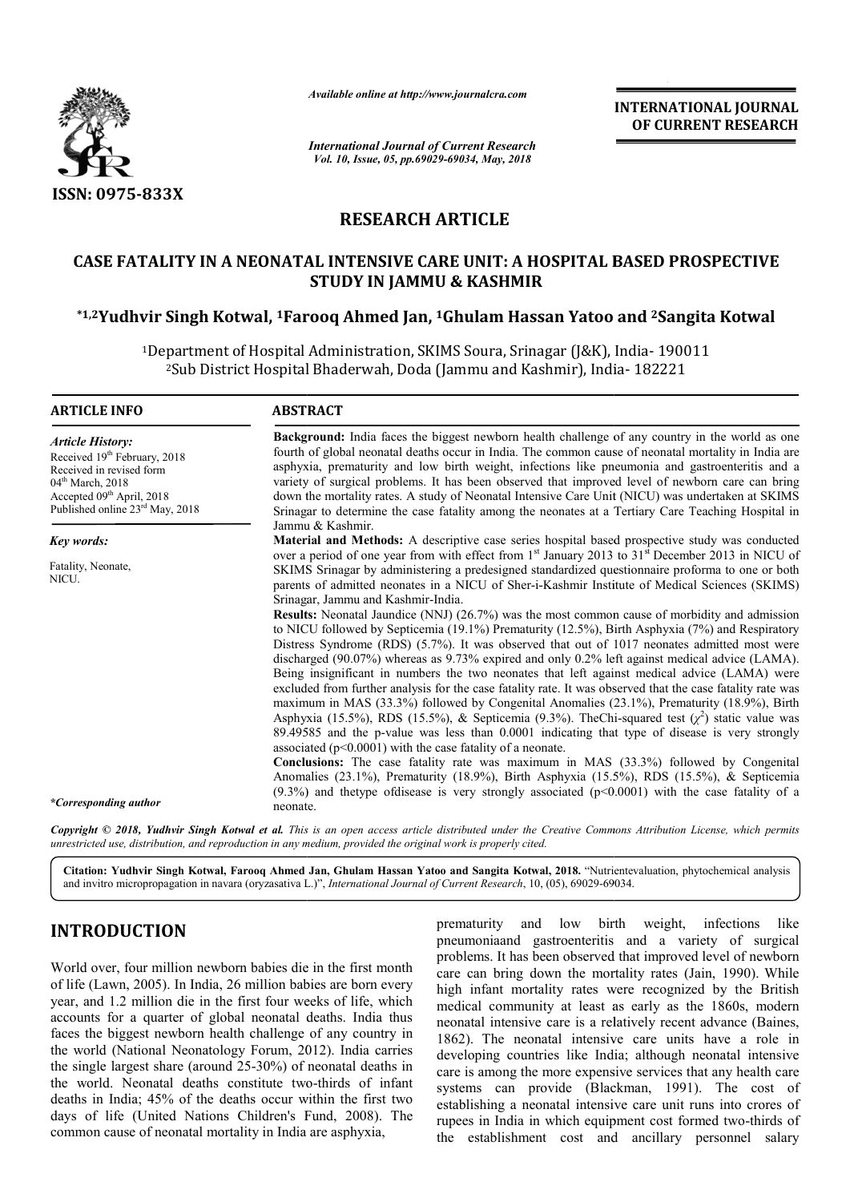ISSN: 0975-833X

*Available online at http://www.journalcra.com*

*International Journal of Current Research*
*Vol. 10, Issue, 05, pp.69029-69034, May, 2018*

**INTERNATIONAL JOURNAL OF CURRENT RESEARCH**

# RESEARCH ARTICLE

## CASE FATALITY IN A NEONATAL INTENSIVE CARE UNIT: A HOSPITAL BASED PROSPECTIVE STUDY IN JAMMU & KASHMIR

**\*[1,2]Yudhvir Singh Kotwal, [1]Farooq Ahmed Jan, [1]Ghulam Hassan Yatoo and [2]Sangita Kotwal**

[1]Department of Hospital Administration, SKIMS Soura, Srinagar (J&K), India- 190011
[2]Sub District Hospital Bhaderwah, Doda (Jammu and Kashmir), India- 182221

### ARTICLE INFO

*Article History:*
Received 19th February, 2018
Received in revised form
04th March, 2018
Accepted 09th April, 2018
Published online 23rd May, 2018

*Key words:*
Fatality, Neonate,
NICU.

*\*Corresponding author*

### ABSTRACT

**Background:** India faces the biggest newborn health challenge of any country in the world as one fourth of global neonatal deaths occur in India. The common cause of neonatal mortality in India are asphyxia, prematurity and low birth weight, infections like pneumonia and gastroenteritis and a variety of surgical problems. It has been observed that improved level of newborn care can bring down the mortality rates. A study of Neonatal Intensive Care Unit (NICU) was undertaken at SKIMS Srinagar to determine the case fatality among the neonates at a Tertiary Care Teaching Hospital in Jammu & Kashmir.

**Material and Methods:** A descriptive case series hospital based prospective study was conducted over a period of one year from with effect from 1st January 2013 to 31st December 2013 in NICU of SKIMS Srinagar by administering a predesigned standardized questionnaire proforma to one or both parents of admitted neonates in a NICU of Sher-i-Kashmir Institute of Medical Sciences (SKIMS) Srinagar, Jammu and Kashmir-India.

**Results:** Neonatal Jaundice (NNJ) (26.7%) was the most common cause of morbidity and admission to NICU followed by Septicemia (19.1%) Prematurity (12.5%), Birth Asphyxia (7%) and Respiratory Distress Syndrome (RDS) (5.7%). It was observed that out of 1017 neonates admitted most were discharged (90.07%) whereas as 9.73% expired and only 0.2% left against medical advice (LAMA). Being insignificant in numbers the two neonates that left against medical advice (LAMA) were excluded from further analysis for the case fatality rate. It was observed that the case fatality rate was maximum in MAS (33.3%) followed by Congenital Anomalies (23.1%), Prematurity (18.9%), Birth Asphyxia (15.5%), RDS (15.5%), & Septicemia (9.3%). TheChi-squared test ($\chi^2$) static value was 89.49585 and the p-value was less than 0.0001 indicating that type of disease is very strongly associated ($p<0.0001$) with the case fatality of a neonate.

**Conclusions:** The case fatality rate was maximum in MAS (33.3%) followed by Congenital Anomalies (23.1%), Prematurity (18.9%), Birth Asphyxia (15.5%), RDS (15.5%), & Septicemia (9.3%) and thetype ofdisease is very strongly associated ($p<0.0001$) with the case fatality of a neonate.

*Copyright © 2018, Yudhvir Singh Kotwal et al. This is an open access article distributed under the Creative Commons Attribution License, which permits unrestricted use, distribution, and reproduction in any medium, provided the original work is properly cited.*

**Citation: Yudhvir Singh Kotwal, Farooq Ahmed Jan, Ghulam Hassan Yatoo and Sangita Kotwal, 2018.** "Nutrientevaluation, phytochemical analysis and invitro micropropagation in navara (oryzasativa L.)", *International Journal of Current Research*, 10, (05), 69029-69034.

## INTRODUCTION

World over, four million newborn babies die in the first month of life (Lawn, 2005). In India, 26 million babies are born every year, and 1.2 million die in the first four weeks of life, which accounts for a quarter of global neonatal deaths. India thus faces the biggest newborn health challenge of any country in the world (National Neonatology Forum, 2012). India carries the single largest share (around 25-30%) of neonatal deaths in the world. Neonatal deaths constitute two-thirds of infant deaths in India; 45% of the deaths occur within the first two days of life (United Nations Children's Fund, 2008). The common cause of neonatal mortality in India are asphyxia, prematurity and low birth weight, infections like pneumoniaand gastroenteritis and a variety of surgical problems. It has been observed that improved level of newborn care can bring down the mortality rates (Jain, 1990). While high infant mortality rates were recognized by the British medical community at least as early as the 1860s, modern neonatal intensive care is a relatively recent advance (Baines, 1862). The neonatal intensive care units have a role in developing countries like India; although neonatal intensive care is among the more expensive services that any health care systems can provide (Blackman, 1991). The cost of establishing a neonatal intensive care unit runs into crores of rupees in India in which equipment cost formed two-thirds of the establishment cost and ancillary personnel salary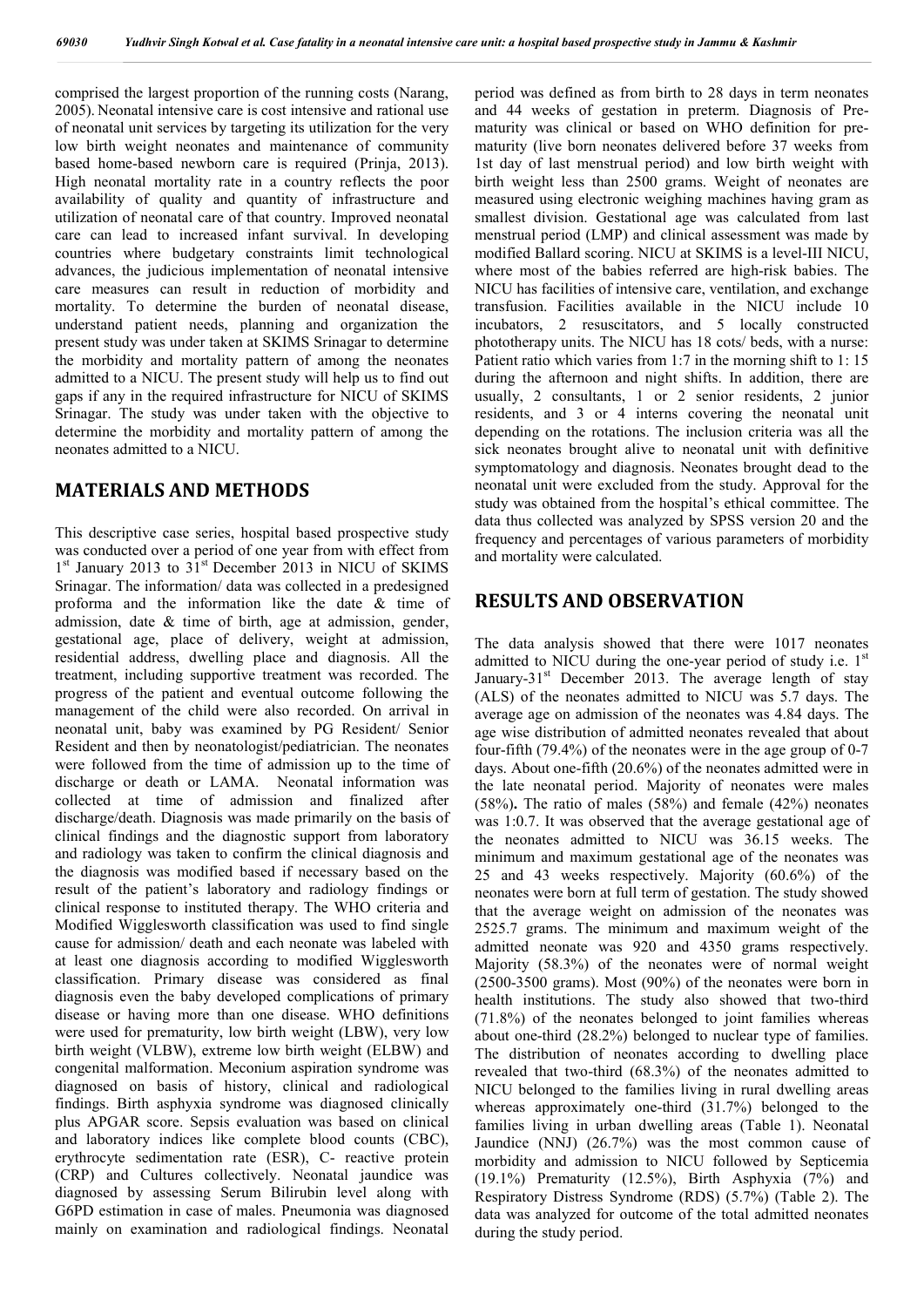comprised the largest proportion of the running costs (Narang, 2005). Neonatal intensive care is cost intensive and rational use of neonatal unit services by targeting its utilization for the very low birth weight neonates and maintenance of community based home-based newborn care is required (Prinja, 2013). High neonatal mortality rate in a country reflects the poor availability of quality and quantity of infrastructure and utilization of neonatal care of that country. Improved neonatal care can lead to increased infant survival. In developing countries where budgetary constraints limit technological advances, the judicious implementation of neonatal intensive care measures can result in reduction of morbidity and mortality. To determine the burden of neonatal disease, understand patient needs, planning and organization the present study was under taken at SKIMS Srinagar to determine the morbidity and mortality pattern of among the neonates admitted to a NICU. The present study will help us to find out gaps if any in the required infrastructure for NICU of SKIMS Srinagar. The study was under taken with the objective to determine the morbidity and mortality pattern of among the neonates admitted to a NICU.

## MATERIALS AND METHODS

This descriptive case series, hospital based prospective study was conducted over a period of one year from with effect from 1st January 2013 to 31st December 2013 in NICU of SKIMS Srinagar. The information/ data was collected in a predesigned proforma and the information like the date & time of admission, date & time of birth, age at admission, gender, gestational age, place of delivery, weight at admission, residential address, dwelling place and diagnosis. All the treatment, including supportive treatment was recorded. The progress of the patient and eventual outcome following the management of the child were also recorded. On arrival in neonatal unit, baby was examined by PG Resident/ Senior Resident and then by neonatologist/pediatrician. The neonates were followed from the time of admission up to the time of discharge or death or LAMA. Neonatal information was collected at time of admission and finalized after discharge/death. Diagnosis was made primarily on the basis of clinical findings and the diagnostic support from laboratory and radiology was taken to confirm the clinical diagnosis and the diagnosis was modified based if necessary based on the result of the patient's laboratory and radiology findings or clinical response to instituted therapy. The WHO criteria and Modified Wigglesworth classification was used to find single cause for admission/ death and each neonate was labeled with at least one diagnosis according to modified Wigglesworth classification. Primary disease was considered as final diagnosis even the baby developed complications of primary disease or having more than one disease. WHO definitions were used for prematurity, low birth weight (LBW), very low birth weight (VLBW), extreme low birth weight (ELBW) and congenital malformation. Meconium aspiration syndrome was diagnosed on basis of history, clinical and radiological findings. Birth asphyxia syndrome was diagnosed clinically plus APGAR score. Sepsis evaluation was based on clinical and laboratory indices like complete blood counts (CBC), erythrocyte sedimentation rate (ESR), C- reactive protein (CRP) and Cultures collectively. Neonatal jaundice was diagnosed by assessing Serum Bilirubin level along with G6PD estimation in case of males. Pneumonia was diagnosed mainly on examination and radiological findings. Neonatal period was defined as from birth to 28 days in term neonates and 44 weeks of gestation in preterm. Diagnosis of Prematurity was clinical or based on WHO definition for prematurity (live born neonates delivered before 37 weeks from 1st day of last menstrual period) and low birth weight with birth weight less than 2500 grams. Weight of neonates are measured using electronic weighing machines having gram as smallest division. Gestational age was calculated from last menstrual period (LMP) and clinical assessment was made by modified Ballard scoring. NICU at SKIMS is a level-III NICU, where most of the babies referred are high-risk babies. The NICU has facilities of intensive care, ventilation, and exchange transfusion. Facilities available in the NICU include 10 incubators, 2 resuscitators, and 5 locally constructed phototherapy units. The NICU has 18 cots/ beds, with a nurse: Patient ratio which varies from 1:7 in the morning shift to 1: 15 during the afternoon and night shifts. In addition, there are usually, 2 consultants, 1 or 2 senior residents, 2 junior residents, and 3 or 4 interns covering the neonatal unit depending on the rotations. The inclusion criteria was all the sick neonates brought alive to neonatal unit with definitive symptomatology and diagnosis. Neonates brought dead to the neonatal unit were excluded from the study. Approval for the study was obtained from the hospital's ethical committee. The data thus collected was analyzed by SPSS version 20 and the frequency and percentages of various parameters of morbidity and mortality were calculated.

## RESULTS AND OBSERVATION

The data analysis showed that there were 1017 neonates admitted to NICU during the one-year period of study i.e. 1st January-31st December 2013. The average length of stay (ALS) of the neonates admitted to NICU was 5.7 days. The average age on admission of the neonates was 4.84 days. The age wise distribution of admitted neonates revealed that about four-fifth (79.4%) of the neonates were in the age group of 0-7 days. About one-fifth (20.6%) of the neonates admitted were in the late neonatal period. Majority of neonates were males (58%)**.** The ratio of males (58%) and female (42%) neonates was 1:0.7. It was observed that the average gestational age of the neonates admitted to NICU was 36.15 weeks. The minimum and maximum gestational age of the neonates was 25 and 43 weeks respectively. Majority (60.6%) of the neonates were born at full term of gestation. The study showed that the average weight on admission of the neonates was 2525.7 grams. The minimum and maximum weight of the admitted neonate was 920 and 4350 grams respectively. Majority (58.3%) of the neonates were of normal weight (2500-3500 grams). Most (90%) of the neonates were born in health institutions. The study also showed that two-third (71.8%) of the neonates belonged to joint families whereas about one-third (28.2%) belonged to nuclear type of families. The distribution of neonates according to dwelling place revealed that two-third (68.3%) of the neonates admitted to NICU belonged to the families living in rural dwelling areas whereas approximately one-third (31.7%) belonged to the families living in urban dwelling areas (Table 1). Neonatal Jaundice (NNJ) (26.7%) was the most common cause of morbidity and admission to NICU followed by Septicemia (19.1%) Prematurity (12.5%), Birth Asphyxia (7%) and Respiratory Distress Syndrome (RDS) (5.7%) (Table 2). The data was analyzed for outcome of the total admitted neonates during the study period.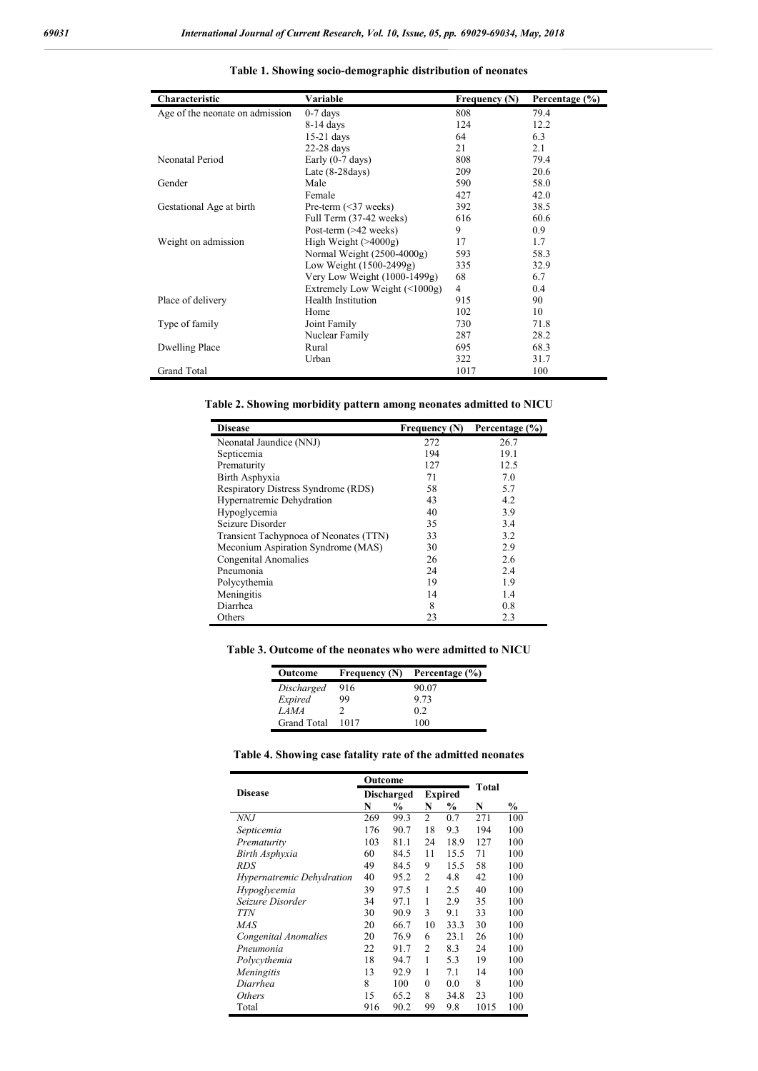**Table 1. Showing socio-demographic distribution of neonates**

| Characteristic | Variable | Frequency (N) | Percentage (%) |
|---|---|---|---|
| Age of the neonate on admission | 0-7 days | 808 | 79.4 |
| | 8-14 days | 124 | 12.2 |
| | 15-21 days | 64 | 6.3 |
| | 22-28 days | 21 | 2.1 |
| Neonatal Period | Early (0-7 days) | 808 | 79.4 |
| | Late (8-28days) | 209 | 20.6 |
| Gender | Male | 590 | 58.0 |
| | Female | 427 | 42.0 |
| Gestational Age at birth | Pre-term (<37 weeks) | 392 | 38.5 |
| | Full Term (37-42 weeks) | 616 | 60.6 |
| | Post-term (>42 weeks) | 9 | 0.9 |
| Weight on admission | High Weight (>4000g) | 17 | 1.7 |
| | Normal Weight (2500-4000g) | 593 | 58.3 |
| | Low Weight (1500-2499g) | 335 | 32.9 |
| | Very Low Weight (1000-1499g) | 68 | 6.7 |
| | Extremely Low Weight (<1000g) | 4 | 0.4 |
| Place of delivery | Health Institution | 915 | 90 |
| | Home | 102 | 10 |
| Type of family | Joint Family | 730 | 71.8 |
| | Nuclear Family | 287 | 28.2 |
| Dwelling Place | Rural | 695 | 68.3 |
| | Urban | 322 | 31.7 |
| Grand Total | | 1017 | 100 |

**Table 2. Showing morbidity pattern among neonates admitted to NICU**

| Disease | Frequency (N) | Percentage (%) |
|---|---|---|
| Neonatal Jaundice (NNJ) | 272 | 26.7 |
| Septicemia | 194 | 19.1 |
| Prematurity | 127 | 12.5 |
| Birth Asphyxia | 71 | 7.0 |
| Respiratory Distress Syndrome (RDS) | 58 | 5.7 |
| Hypernatremic Dehydration | 43 | 4.2 |
| Hypoglycemia | 40 | 3.9 |
| Seizure Disorder | 35 | 3.4 |
| Transient Tachypnoea of Neonates (TTN) | 33 | 3.2 |
| Meconium Aspiration Syndrome (MAS) | 30 | 2.9 |
| Congenital Anomalies | 26 | 2.6 |
| Pneumonia | 24 | 2.4 |
| Polycythemia | 19 | 1.9 |
| Meningitis | 14 | 1.4 |
| Diarrhea | 8 | 0.8 |
| Others | 23 | 2.3 |

**Table 3. Outcome of the neonates who were admitted to NICU**

| Outcome | Frequency (N) | Percentage (%) |
|---|---|---|
| *Discharged* | 916 | 90.07 |
| *Expired* | 99 | 9.73 |
| *LAMA* | 2 | 0.2 |
| Grand Total | 1017 | 100 |

**Table 4. Showing case fatality rate of the admitted neonates**

| Disease | Outcome | | | | Total | |
|---|---|---|---|---|---|---|
| | Discharged | | Expired | | | |
| | N | % | N | % | N | % |
| *NNJ* | 269 | 99.3 | 2 | 0.7 | 271 | 100 |
| *Septicemia* | 176 | 90.7 | 18 | 9.3 | 194 | 100 |
| *Prematurity* | 103 | 81.1 | 24 | 18.9 | 127 | 100 |
| *Birth Asphyxia* | 60 | 84.5 | 11 | 15.5 | 71 | 100 |
| *RDS* | 49 | 84.5 | 9 | 15.5 | 58 | 100 |
| *Hypernatremic Dehydration* | 40 | 95.2 | 2 | 4.8 | 42 | 100 |
| *Hypoglycemia* | 39 | 97.5 | 1 | 2.5 | 40 | 100 |
| *Seizure Disorder* | 34 | 97.1 | 1 | 2.9 | 35 | 100 |
| *TTN* | 30 | 90.9 | 3 | 9.1 | 33 | 100 |
| *MAS* | 20 | 66.7 | 10 | 33.3 | 30 | 100 |
| *Congenital Anomalies* | 20 | 76.9 | 6 | 23.1 | 26 | 100 |
| *Pneumonia* | 22 | 91.7 | 2 | 8.3 | 24 | 100 |
| *Polycythemia* | 18 | 94.7 | 1 | 5.3 | 19 | 100 |
| *Meningitis* | 13 | 92.9 | 1 | 7.1 | 14 | 100 |
| *Diarrhea* | 8 | 100 | 0 | 0.0 | 8 | 100 |
| *Others* | 15 | 65.2 | 8 | 34.8 | 23 | 100 |
| Total | 916 | 90.2 | 99 | 9.8 | 1015 | 100 |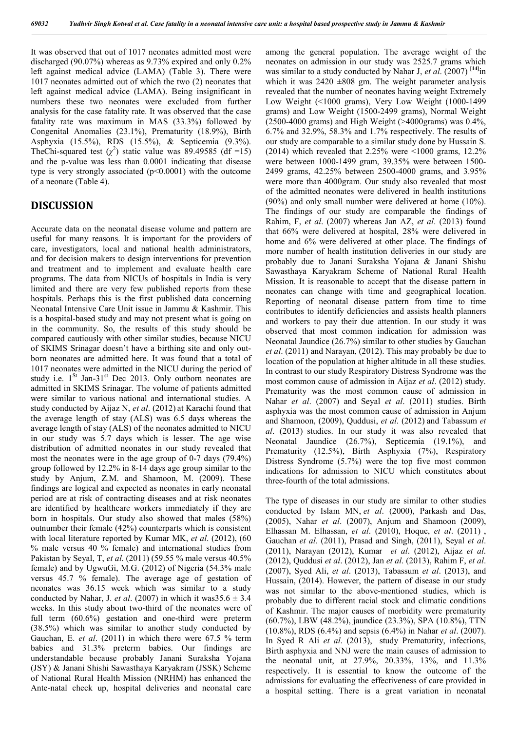It was observed that out of 1017 neonates admitted most were discharged (90.07%) whereas as 9.73% expired and only 0.2% left against medical advice (LAMA) (Table 3). There were 1017 neonates admitted out of which the two (2) neonates that left against medical advice (LAMA). Being insignificant in numbers these two neonates were excluded from further analysis for the case fatality rate. It was observed that the case fatality rate was maximum in MAS (33.3%) followed by Congenital Anomalies (23.1%), Prematurity (18.9%), Birth Asphyxia (15.5%), RDS (15.5%), & Septicemia (9.3%). TheChi-squared test ($\chi^2$) static value was 89.49585 (df =15) and the p-value was less than 0.0001 indicating that disease type is very strongly associated ($p<0.0001$) with the outcome of a neonate (Table 4).

## DISCUSSION

Accurate data on the neonatal disease volume and pattern are useful for many reasons. It is important for the providers of care, investigators, local and national health administrators, and for decision makers to design interventions for prevention and treatment and to implement and evaluate health care programs. The data from NICUs of hospitals in India is very limited and there are very few published reports from these hospitals. Perhaps this is the first published data concerning Neonatal Intensive Care Unit issue in Jammu & Kashmir. This is a hospital-based study and may not present what is going on in the community. So, the results of this study should be compared cautiously with other similar studies, because NICU of SKIMS Srinagar doesn't have a birthing site and only out-born neonates are admitted here. It was found that a total of 1017 neonates were admitted in the NICU during the period of study i.e. 1St Jan-31st Dec 2013. Only outborn neonates are admitted in SKIMS Srinagar. The volume of patients admitted were similar to various national and international studies. A study conducted by Aijaz N, *et al*. (2012) at Karachi found that the average length of stay (ALS) was 6.5 days whereas the average length of stay (ALS) of the neonates admitted to NICU in our study was 5.7 days which is lesser. The age wise distribution of admitted neonates in our study revealed that most the neonates were in the age group of 0-7 days (79.4%) group followed by 12.2% in 8-14 days age group similar to the study by Anjum, Z.M. and Shamoon, M. (2009). These findings are logical and expected as neonates in early neonatal period are at risk of contracting diseases and at risk neonates are identified by healthcare workers immediately if they are born in hospitals. Our study also showed that males (58%) outnumber their female (42%) counterparts which is consistent with local literature reported by Kumar MK, *et al*. (2012), (60 % male versus 40 % female) and international studies from Pakistan by Seyal, T, *et al*. (2011) (59.55 % male versus 40.5% female) and by UgwuGi, M.G. (2012) of Nigeria (54.3% male versus 45.7 % female). The average age of gestation of neonates was 36.15 week which was similar to a study conducted by Nahar, J. *et al*. (2007) in which it was35.6 ± 3.4 weeks. In this study about two-third of the neonates were of full term (60.6%) gestation and one-third were preterm (38.5%) which was similar to another study conducted by Gauchan, E. *et al*. (2011) in which there were 67.5 % term babies and 31.3% preterm babies. Our findings are understandable because probably Janani Suraksha Yojana (JSY) & Janani Shishi Sawasthaya Karyakram (JSSK) Scheme of National Rural Health Mission (NRHM) has enhanced the Ante-natal check up, hospital deliveries and neonatal care among the general population. The average weight of the neonates on admission in our study was 2525.7 grams which was similar to a study conducted by Nahar J, *et al*. (2007) [14]in which it was 2420 ±808 gm. The weight parameter analysis revealed that the number of neonates having weight Extremely Low Weight (<1000 grams), Very Low Weight (1000-1499 grams) and Low Weight (1500-2499 grams), Normal Weight (2500-4000 grams) and High Weight (>4000grams) was 0.4%, 6.7% and 32.9%, 58.3% and 1.7% respectively. The results of our study are comparable to a similar study done by Hussain S. (2014) which revealed that 2.25% were <1000 grams, 12.2% were between 1000-1499 gram, 39.35% were between 1500-2499 grams, 42.25% between 2500-4000 grams, and 3.95% were more than 4000gram. Our study also revealed that most of the admitted neonates were delivered in health institutions (90%) and only small number were delivered at home (10%). The findings of our study are comparable the findings of Rahim, F, *et al*. (2007) whereas Jan AZ, *et al*. (2013) found that 66% were delivered at hospital, 28% were delivered in home and 6% were delivered at other place. The findings of more number of health institution deliveries in our study are probably due to Janani Suraksha Yojana & Janani Shishu Sawasthaya Karyakram Scheme of National Rural Health Mission. It is reasonable to accept that the disease pattern in neonates can change with time and geographical location. Reporting of neonatal disease pattern from time to time contributes to identify deficiencies and assists health planners and workers to pay their due attention. In our study it was observed that most common indication for admission was Neonatal Jaundice (26.7%) similar to other studies by Gauchan *et al*. (2011) and Narayan, (2012). This may probably be due to location of the population at higher altitude in all these studies. In contrast to our study Respiratory Distress Syndrome was the most common cause of admission in Aijaz *et al*. (2012) study. Prematurity was the most common cause of admission in Nahar *et al*. (2007) and Seyal *et al*. (2011) studies. Birth asphyxia was the most common cause of admission in Anjum and Shamoon, (2009), Quddusi, *et al*. (2012) and Tabassum *et al*. (2013) studies. In our study it was also revealed that Neonatal Jaundice (26.7%), Septicemia (19.1%), and Prematurity (12.5%), Birth Asphyxia (7%), Respiratory Distress Syndrome (5.7%) were the top five most common indications for admission to NICU which constitutes about three-fourth of the total admissions.

The type of diseases in our study are similar to other studies conducted by Islam MN, *et al*. (2000), Parkash and Das, (2005), Nahar *et al*. (2007), Anjum and Shamoon (2009), Elhassan M. Elhassan, *et al*. (2010), Hoque, *et al*. (2011) , Gauchan *et al*. (2011), Prasad and Singh, (2011), Seyal *et al*. (2011), Narayan (2012), Kumar *et al*. (2012), Aijaz *et al*. (2012), Quddusi *et al*. (2012), Jan *et al*. (2013), Rahim F, *et al*. (2007), Syed Ali, *et al*. (2013), Tabassum *et al*. (2013), and Hussain, (2014). However, the pattern of disease in our study was not similar to the above-mentioned studies, which is probably due to different racial stock and climatic conditions of Kashmir. The major causes of morbidity were prematurity (60.7%), LBW (48.2%), jaundice (23.3%), SPA (10.8%), TTN (10.8%), RDS (6.4%) and sepsis (6.4%) in Nahar *et al*. (2007). In Syed R Ali *et al*. (2013), study Prematurity, infections, Birth asphyxia and NNJ were the main causes of admission to the neonatal unit, at 27.9%, 20.33%, 13%, and 11.3% respectively. It is essential to know the outcome of the admissions for evaluating the effectiveness of care provided in a hospital setting. There is a great variation in neonatal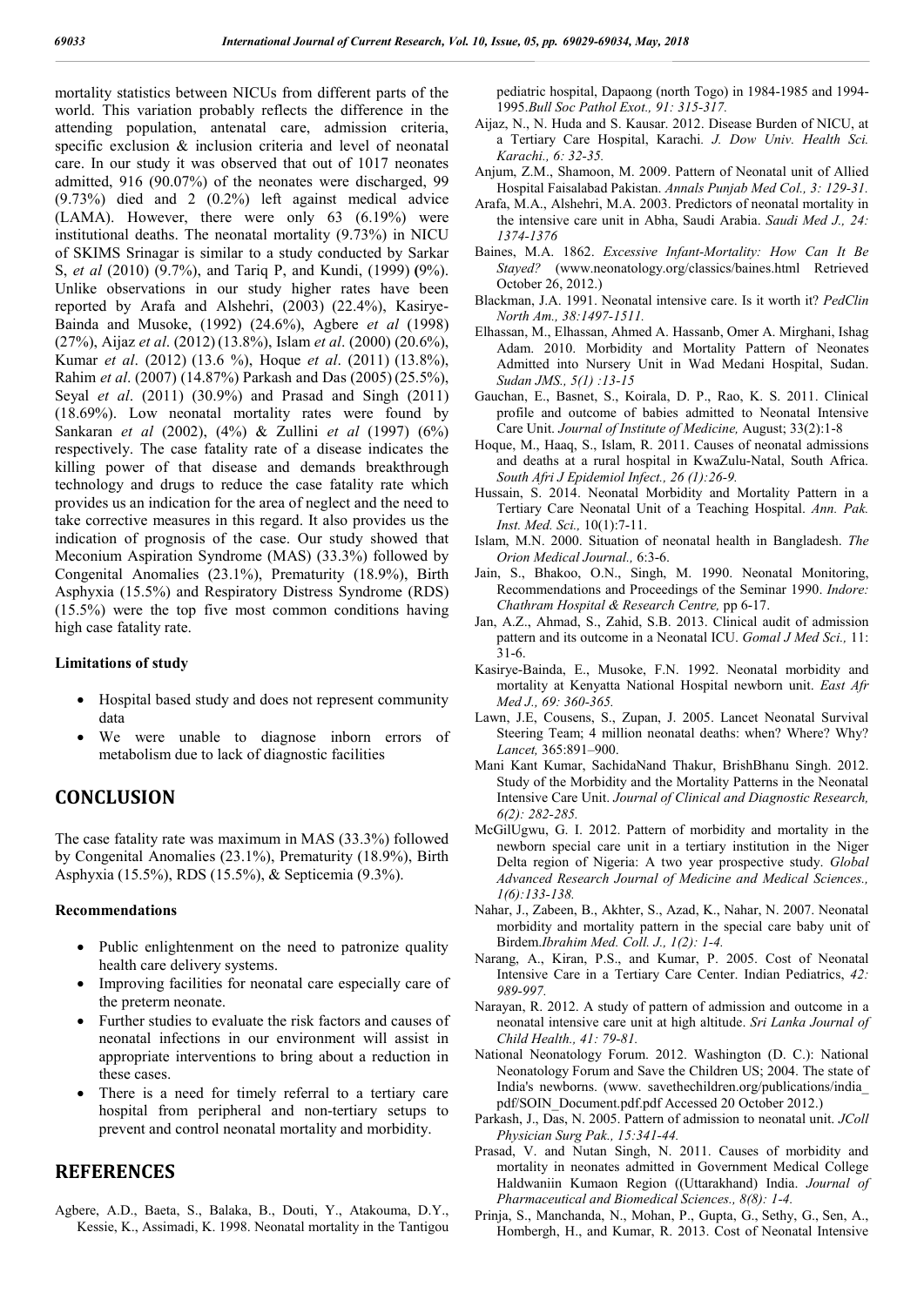mortality statistics between NICUs from different parts of the world. This variation probably reflects the difference in the attending population, antenatal care, admission criteria, specific exclusion & inclusion criteria and level of neonatal care. In our study it was observed that out of 1017 neonates admitted, 916 (90.07%) of the neonates were discharged, 99 (9.73%) died and 2 (0.2%) left against medical advice (LAMA). However, there were only 63 (6.19%) were institutional deaths. The neonatal mortality (9.73%) in NICU of SKIMS Srinagar is similar to a study conducted by Sarkar S, *et al* (2010) (9.7%), and Tariq P, and Kundi, (1999) **(**9%). Unlike observations in our study higher rates have been reported by Arafa and Alshehri, (2003) (22.4%), Kasirye-Bainda and Musoke, (1992) (24.6%), Agbere *et al* (1998) (27%), Aijaz *et al*. (2012) (13.8%), Islam *et al*. (2000) (20.6%), Kumar *et al*. (2012) (13.6 %), Hoque *et al*. (2011) (13.8%), Rahim *et al*. (2007) (14.87%) Parkash and Das (2005) (25.5%), Seyal *et al*. (2011) (30.9%) and Prasad and Singh (2011) (18.69%). Low neonatal mortality rates were found by Sankaran *et al* (2002), (4%) & Zullini *et al* (1997) (6%) respectively. The case fatality rate of a disease indicates the killing power of that disease and demands breakthrough technology and drugs to reduce the case fatality rate which provides us an indication for the area of neglect and the need to take corrective measures in this regard. It also provides us the indication of prognosis of the case. Our study showed that Meconium Aspiration Syndrome (MAS) (33.3%) followed by Congenital Anomalies (23.1%), Prematurity (18.9%), Birth Asphyxia (15.5%) and Respiratory Distress Syndrome (RDS) (15.5%) were the top five most common conditions having high case fatality rate.

**Limitations of study**

- Hospital based study and does not represent community data
- We were unable to diagnose inborn errors of metabolism due to lack of diagnostic facilities

## CONCLUSION

The case fatality rate was maximum in MAS (33.3%) followed by Congenital Anomalies (23.1%), Prematurity (18.9%), Birth Asphyxia (15.5%), RDS (15.5%), & Septicemia (9.3%).

**Recommendations**

- Public enlightenment on the need to patronize quality health care delivery systems.
- Improving facilities for neonatal care especially care of the preterm neonate.
- Further studies to evaluate the risk factors and causes of neonatal infections in our environment will assist in appropriate interventions to bring about a reduction in these cases.
- There is a need for timely referral to a tertiary care hospital from peripheral and non-tertiary setups to prevent and control neonatal mortality and morbidity.

## REFERENCES

Agbere, A.D., Baeta, S., Balaka, B., Douti, Y., Atakouma, D.Y., Kessie, K., Assimadi, K. 1998. Neonatal mortality in the Tantigou pediatric hospital, Dapaong (north Togo) in 1984-1985 and 1994-1995.*Bull Soc Pathol Exot., 91: 315-317.*

Aijaz, N., N. Huda and S. Kausar. 2012. Disease Burden of NICU, at a Tertiary Care Hospital, Karachi*. J. Dow Univ. Health Sci. Karachi., 6: 32-35.*

Anjum, Z.M., Shamoon, M. 2009. Pattern of Neonatal unit of Allied Hospital Faisalabad Pakistan. *Annals Punjab Med Col., 3: 129-31.*

Arafa, M.A., Alshehri, M.A. 2003. Predictors of neonatal mortality in the intensive care unit in Abha, Saudi Arabia. *Saudi Med J., 24: 1374-1376*

Baines, M.A. 1862. *Excessive Infant-Mortality: How Can It Be Stayed?* (www.neonatology.org/classics/baines.html Retrieved October 26, 2012.)

Blackman, J.A. 1991. Neonatal intensive care. Is it worth it? *PedClin North Am., 38:1497-1511.*

Elhassan, M., Elhassan, Ahmed A. Hassanb, Omer A. Mirghani, Ishag Adam. 2010. Morbidity and Mortality Pattern of Neonates Admitted into Nursery Unit in Wad Medani Hospital, Sudan. *Sudan JMS., 5(1) :13-15*

Gauchan, E., Basnet, S., Koirala, D. P., Rao, K. S. 2011. Clinical profile and outcome of babies admitted to Neonatal Intensive Care Unit. *Journal of Institute of Medicine,* August; 33(2):1-8

Hoque, M., Haaq, S., Islam, R. 2011. Causes of neonatal admissions and deaths at a rural hospital in KwaZulu-Natal, South Africa. *South Afri J Epidemiol Infect., 26 (1):26-9.*

Hussain, S. 2014. Neonatal Morbidity and Mortality Pattern in a Tertiary Care Neonatal Unit of a Teaching Hospital. *Ann. Pak. Inst. Med. Sci.,* 10(1):7-11.

Islam, M.N. 2000. Situation of neonatal health in Bangladesh. *The Orion Medical Journal.,* 6:3-6.

Jain, S., Bhakoo, O.N., Singh, M. 1990. Neonatal Monitoring, Recommendations and Proceedings of the Seminar 1990. *Indore: Chathram Hospital & Research Centre,* pp 6-17.

Jan, A.Z., Ahmad, S., Zahid, S.B. 2013. Clinical audit of admission pattern and its outcome in a Neonatal ICU. *Gomal J Med Sci.,* 11: 31-6.

Kasirye-Bainda, E., Musoke, F.N. 1992. Neonatal morbidity and mortality at Kenyatta National Hospital newborn unit. *East Afr Med J., 69: 360-365.*

Lawn, J.E, Cousens, S., Zupan, J. 2005. Lancet Neonatal Survival Steering Team; 4 million neonatal deaths: when? Where? Why? *Lancet,* 365:891–900.

Mani Kant Kumar, SachidaNand Thakur, BrishBhanu Singh. 2012. Study of the Morbidity and the Mortality Patterns in the Neonatal Intensive Care Unit. *Journal of Clinical and Diagnostic Research, 6(2): 282-285.*

McGilUgwu, G. I. 2012. Pattern of morbidity and mortality in the newborn special care unit in a tertiary institution in the Niger Delta region of Nigeria: A two year prospective study. *Global Advanced Research Journal of Medicine and Medical Sciences., 1(6):133-138.*

Nahar, J., Zabeen, B., Akhter, S., Azad, K., Nahar, N. 2007. Neonatal morbidity and mortality pattern in the special care baby unit of Birdem.*Ibrahim Med. Coll. J., 1(2): 1-4.*

Narang, A., Kiran, P.S., and Kumar, P. 2005. Cost of Neonatal Intensive Care in a Tertiary Care Center. Indian Pediatrics, *42: 989-997.*

Narayan, R. 2012. A study of pattern of admission and outcome in a neonatal intensive care unit at high altitude. *Sri Lanka Journal of Child Health., 41: 79-81.*

National Neonatology Forum. 2012. Washington (D. C.): National Neonatology Forum and Save the Children US; 2004. The state of India's newborns. (www. savethechildren.org/publications/india_ pdf/SOIN_Document.pdf.pdf Accessed 20 October 2012.)

Parkash, J., Das, N. 2005. Pattern of admission to neonatal unit. *JColl Physician Surg Pak., 15:341-44.*

Prasad, V. and Nutan Singh, N. 2011. Causes of morbidity and mortality in neonates admitted in Government Medical College Haldwaniin Kumaon Region ((Uttarakhand) India. *Journal of Pharmaceutical and Biomedical Sciences., 8(8): 1-4.*

Prinja, S., Manchanda, N., Mohan, P., Gupta, G., Sethy, G., Sen, A., Hombergh, H., and Kumar, R. 2013. Cost of Neonatal Intensive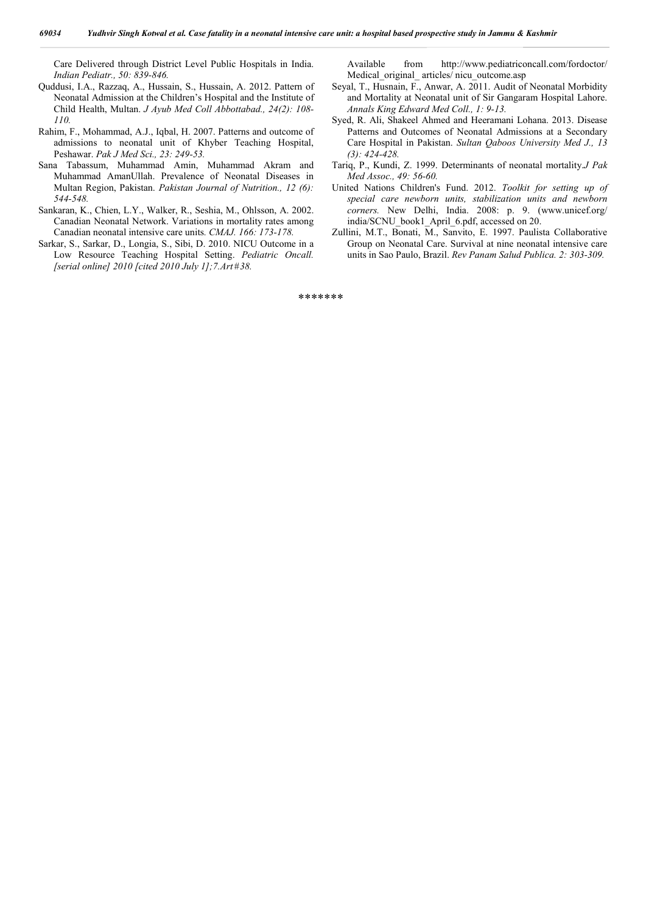Care Delivered through District Level Public Hospitals in India. *Indian Pediatr., 50: 839-846.*

Quddusi, I.A., Razzaq, A., Hussain, S., Hussain, A. 2012. Pattern of Neonatal Admission at the Children's Hospital and the Institute of Child Health, Multan. *J Ayub Med Coll Abbottabad., 24(2): 108-110.*

Rahim, F., Mohammad, A.J., Iqbal, H. 2007. Patterns and outcome of admissions to neonatal unit of Khyber Teaching Hospital, Peshawar. *Pak J Med Sci., 23: 249-53.*

Sana Tabassum, Muhammad Amin, Muhammad Akram and Muhammad AmanUllah. Prevalence of Neonatal Diseases in Multan Region, Pakistan. *Pakistan Journal of Nutrition., 12 (6): 544-548.*

Sankaran, K., Chien, L.Y., Walker, R., Seshia, M., Ohlsson, A. 2002. Canadian Neonatal Network. Variations in mortality rates among Canadian neonatal intensive care units. *CMAJ. 166: 173-178.*

Sarkar, S., Sarkar, D., Longia, S., Sibi, D. 2010. NICU Outcome in a Low Resource Teaching Hospital Setting. *Pediatric Oncall. [serial online] 2010 [cited 2010 July 1];7.Art#38.* Available from http://www.pediatriconcall.com/fordoctor/ Medical_original_ articles/ nicu_outcome.asp

Seyal, T., Husnain, F., Anwar, A. 2011. Audit of Neonatal Morbidity and Mortality at Neonatal unit of Sir Gangaram Hospital Lahore. *Annals King Edward Med Coll., 1: 9-13.*

Syed, R. Ali, Shakeel Ahmed and Heeramani Lohana. 2013. Disease Patterns and Outcomes of Neonatal Admissions at a Secondary Care Hospital in Pakistan. *Sultan Qaboos University Med J., 13 (3): 424-428.*

Tariq, P., Kundi, Z. 1999. Determinants of neonatal mortality.*J Pak Med Assoc., 49: 56-60.*

United Nations Children's Fund. 2012. *Toolkit for setting up of special care newborn units, stabilization units and newborn corners.* New Delhi, India. 2008: p. 9. (www.unicef.org/ india/SCNU_book1_April_6.pdf, accessed on 20.

Zullini, M.T., Bonati, M., Sanvito, E. 1997. Paulista Collaborative Group on Neonatal Care. Survival at nine neonatal intensive care units in Sao Paulo, Brazil. *Rev Panam Salud Publica. 2: 303-309.*

\*\*\*\*\*\*\*